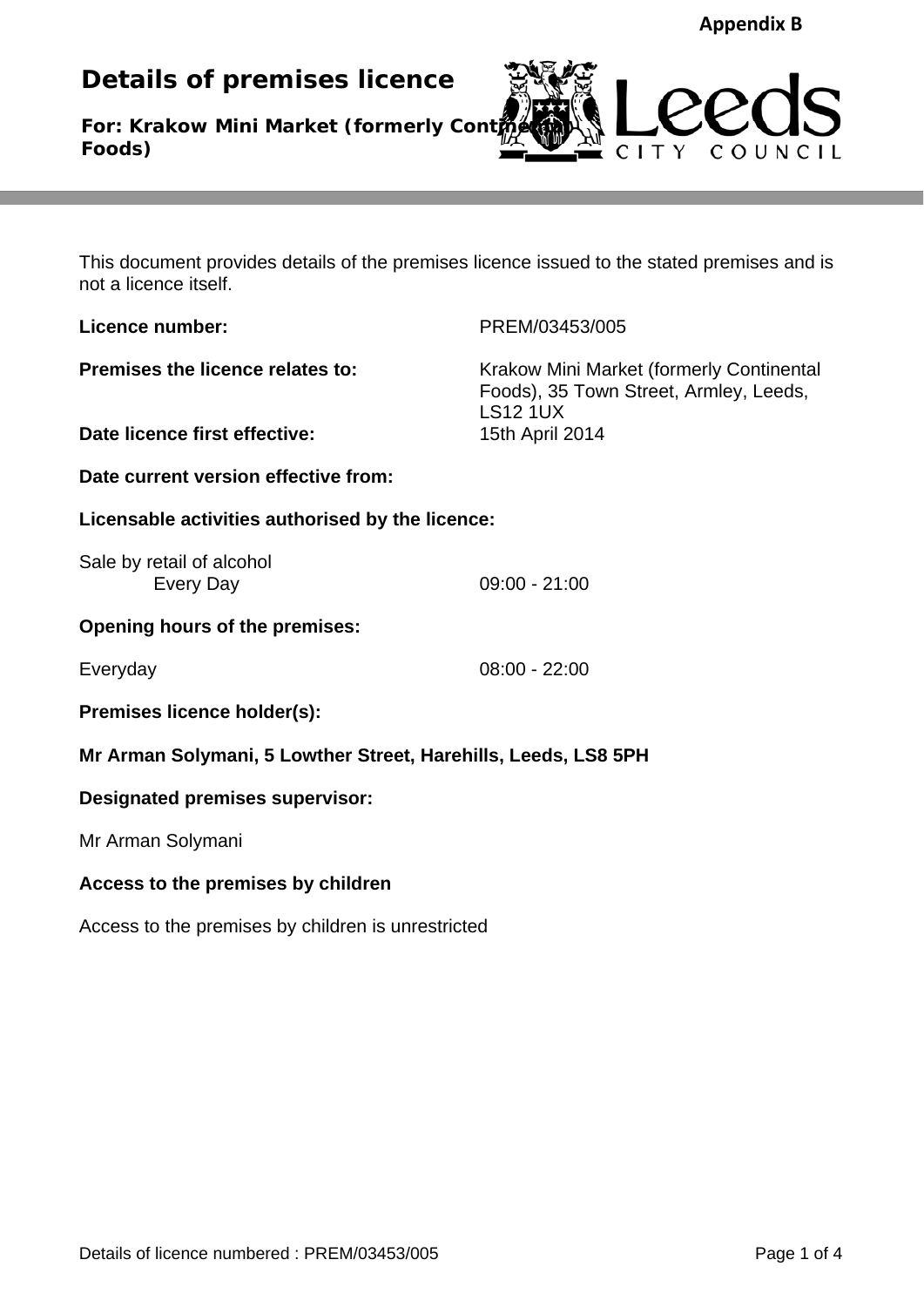**Appendix B**

# Details of premises licence

**For: Krakow Mini Market (formerly Continental Foods)**

This document provides details of the premises licence issued to the stated premises and is not a licence itself.

**Licence number:** PREM/03453/005

**Premises the licence relates to:** Krakow Mini Market (formerly Continental Foods), 35 Town Street, Armley, Leeds, LS12 1UX

**Date licence first effective:** 15th April 2014

**Date current version effective from:**

**Licensable activities authorised by the licence:**

Sale by retail of alcohol
Every Day 09:00 - 21:00

**Opening hours of the premises:**

Everyday 08:00 - 22:00

**Premises licence holder(s):**

**Mr Arman Solymani, 5 Lowther Street, Harehills, Leeds, LS8 5PH**

**Designated premises supervisor:**

Mr Arman Solymani

**Access to the premises by children**

Access to the premises by children is unrestricted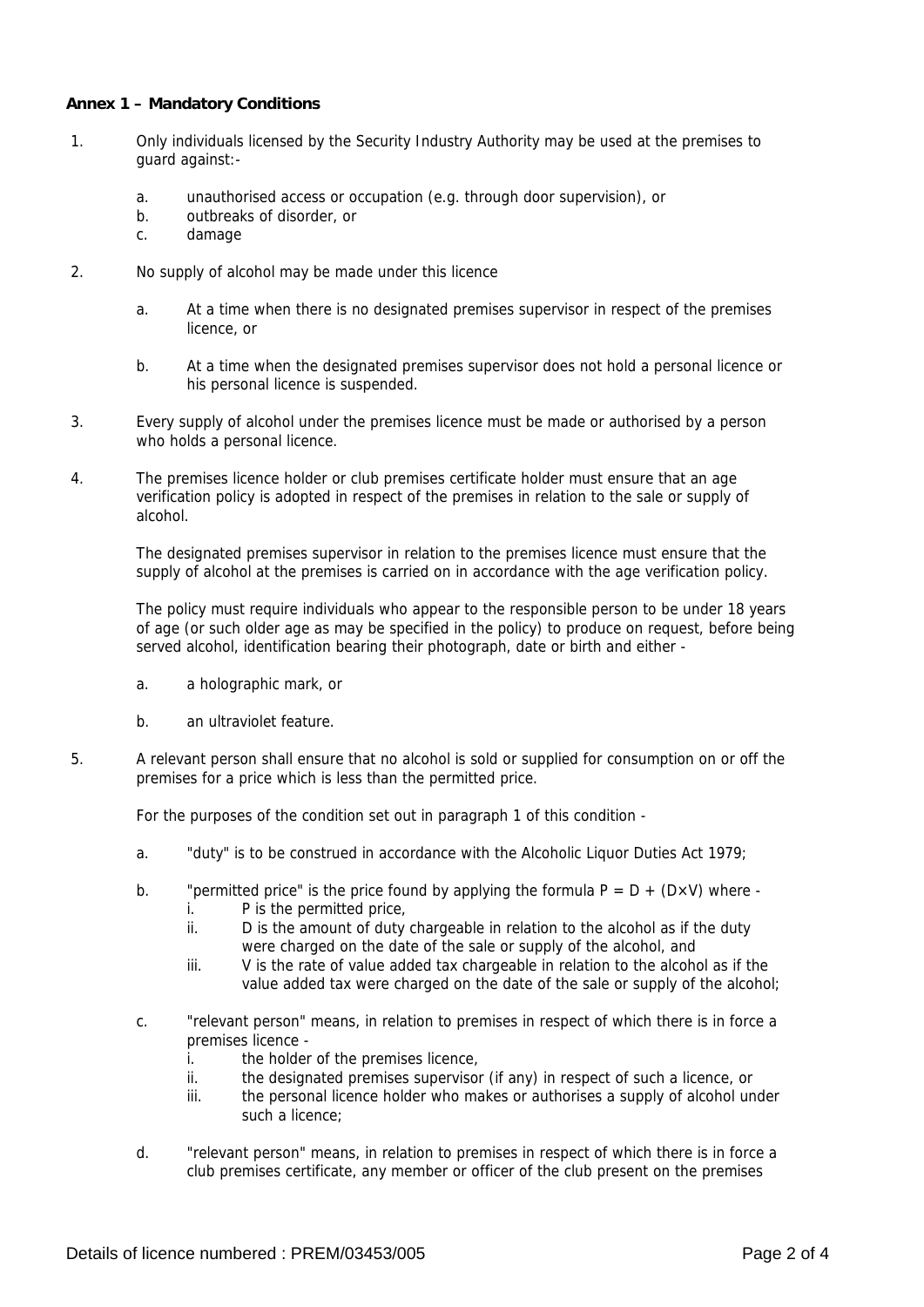**Annex 1 – Mandatory Conditions**

1. Only individuals licensed by the Security Industry Authority may be used at the premises to guard against:-

   a. unauthorised access or occupation (e.g. through door supervision), or
   b. outbreaks of disorder, or
   c. damage

2. No supply of alcohol may be made under this licence

   a. At a time when there is no designated premises supervisor in respect of the premises licence, or

   b. At a time when the designated premises supervisor does not hold a personal licence or his personal licence is suspended.

3. Every supply of alcohol under the premises licence must be made or authorised by a person who holds a personal licence.

4. The premises licence holder or club premises certificate holder must ensure that an age verification policy is adopted in respect of the premises in relation to the sale or supply of alcohol.

   The designated premises supervisor in relation to the premises licence must ensure that the supply of alcohol at the premises is carried on in accordance with the age verification policy.

   The policy must require individuals who appear to the responsible person to be under 18 years of age (or such older age as may be specified in the policy) to produce on request, before being served alcohol, identification bearing their photograph, date or birth and either -

   a. a holographic mark, or

   b. an ultraviolet feature.

5. A relevant person shall ensure that no alcohol is sold or supplied for consumption on or off the premises for a price which is less than the permitted price.

   For the purposes of the condition set out in paragraph 1 of this condition -

   a. "duty" is to be construed in accordance with the Alcoholic Liquor Duties Act 1979;

   b. "permitted price" is the price found by applying the formula $P = D + (D \times V)$ where -
      i. P is the permitted price,
      ii. D is the amount of duty chargeable in relation to the alcohol as if the duty were charged on the date of the sale or supply of the alcohol, and
      iii. V is the rate of value added tax chargeable in relation to the alcohol as if the value added tax were charged on the date of the sale or supply of the alcohol;

   c. "relevant person" means, in relation to premises in respect of which there is in force a premises licence -
      i. the holder of the premises licence,
      ii. the designated premises supervisor (if any) in respect of such a licence, or
      iii. the personal licence holder who makes or authorises a supply of alcohol under such a licence;

   d. "relevant person" means, in relation to premises in respect of which there is in force a club premises certificate, any member or officer of the club present on the premises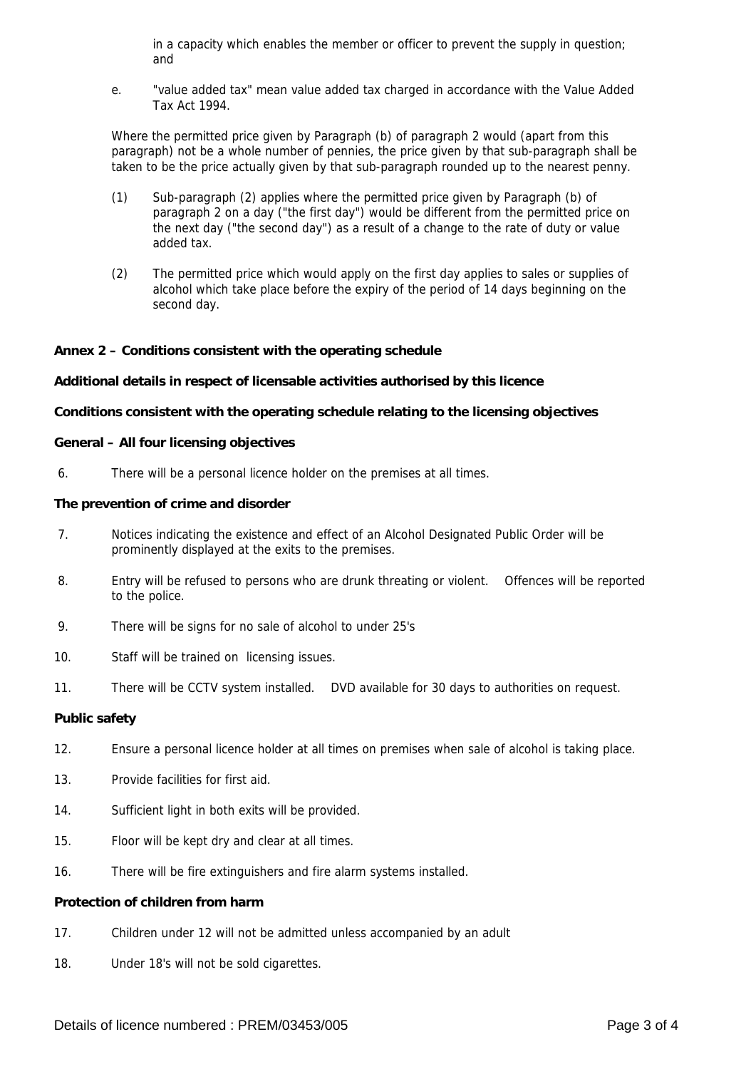in a capacity which enables the member or officer to prevent the supply in question; and

e. "value added tax" mean value added tax charged in accordance with the Value Added Tax Act 1994.

Where the permitted price given by Paragraph (b) of paragraph 2 would (apart from this paragraph) not be a whole number of pennies, the price given by that sub-paragraph shall be taken to be the price actually given by that sub-paragraph rounded up to the nearest penny.

(1) Sub-paragraph (2) applies where the permitted price given by Paragraph (b) of paragraph 2 on a day ("the first day") would be different from the permitted price on the next day ("the second day") as a result of a change to the rate of duty or value added tax.

(2) The permitted price which would apply on the first day applies to sales or supplies of alcohol which take place before the expiry of the period of 14 days beginning on the second day.

**Annex 2 – Conditions consistent with the operating schedule**

**Additional details in respect of licensable activities authorised by this licence**

**Conditions consistent with the operating schedule relating to the licensing objectives**

**General – All four licensing objectives**

6. There will be a personal licence holder on the premises at all times.

**The prevention of crime and disorder**

7. Notices indicating the existence and effect of an Alcohol Designated Public Order will be prominently displayed at the exits to the premises.

8. Entry will be refused to persons who are drunk threating or violent. Offences will be reported to the police.

9. There will be signs for no sale of alcohol to under 25's

10. Staff will be trained on licensing issues.

11. There will be CCTV system installed. DVD available for 30 days to authorities on request.

**Public safety**

12. Ensure a personal licence holder at all times on premises when sale of alcohol is taking place.

13. Provide facilities for first aid.

14. Sufficient light in both exits will be provided.

15. Floor will be kept dry and clear at all times.

16. There will be fire extinguishers and fire alarm systems installed.

**Protection of children from harm**

17. Children under 12 will not be admitted unless accompanied by an adult

18. Under 18's will not be sold cigarettes.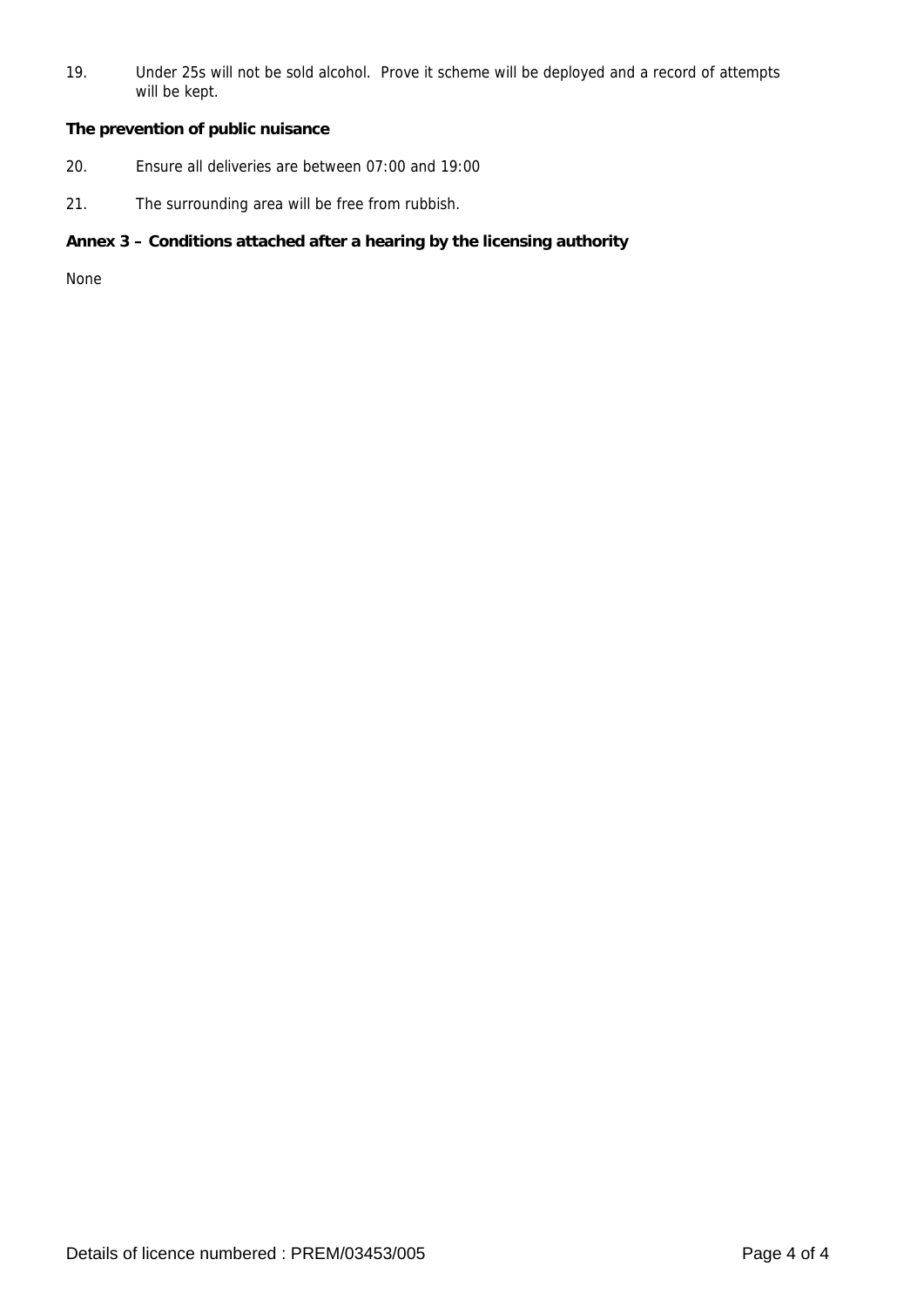19. Under 25s will not be sold alcohol. Prove it scheme will be deployed and a record of attempts will be kept.

**The prevention of public nuisance**

20. Ensure all deliveries are between 07:00 and 19:00

21. The surrounding area will be free from rubbish.

**Annex 3 – Conditions attached after a hearing by the licensing authority**

None